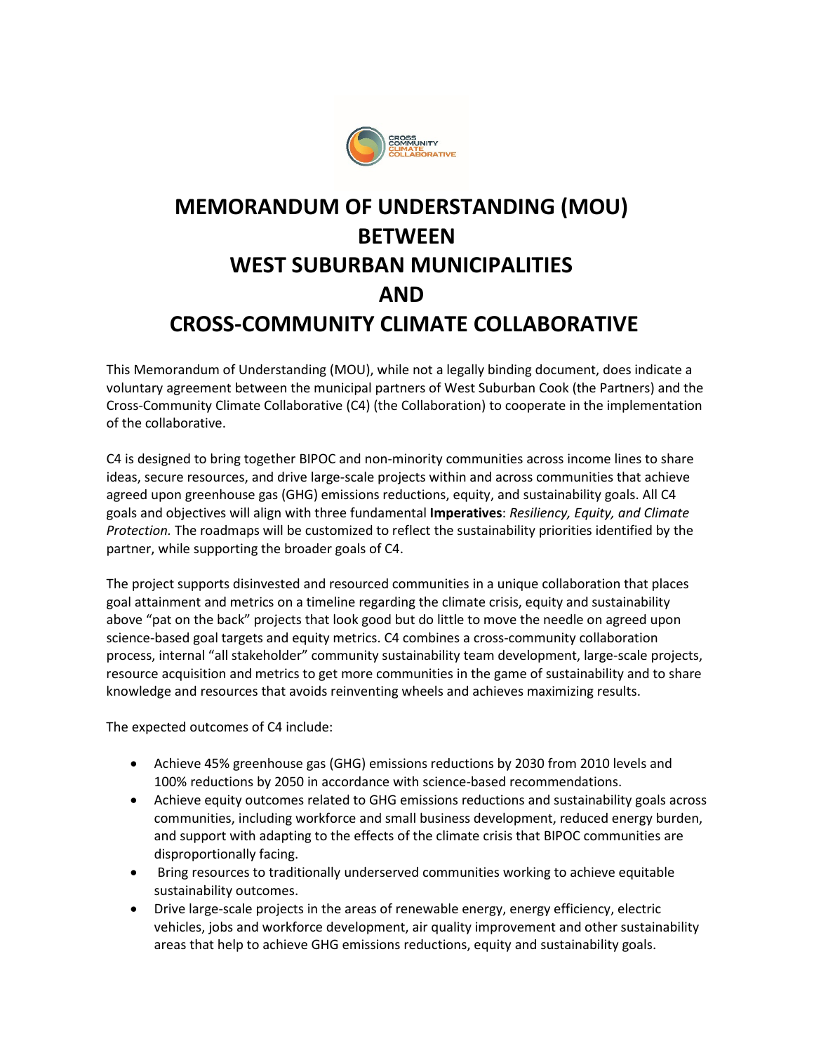# MEMORANDUM OF UNDERSTANDING (MOU) BETWEEN WEST SUBURBAN MUNICIPALITIES AND CROSS-COMMUNITY CLIMATE COLLABORATIVE

This Memorandum of Understanding (MOU), while not a legally binding document, does indicate a voluntary agreement between the municipal partners of West Suburban Cook (the Partners) and the Cross-Community Climate Collaborative (C4) (the Collaboration) to cooperate in the implementation of the collaborative.

C4 is designed to bring together BIPOC and non-minority communities across income lines to share ideas, secure resources, and drive large-scale projects within and across communities that achieve agreed upon greenhouse gas (GHG) emissions reductions, equity, and sustainability goals. All C4 goals and objectives will align with three fundamental **Imperatives**: *Resiliency, Equity, and Climate Protection.* The roadmaps will be customized to reflect the sustainability priorities identified by the partner, while supporting the broader goals of C4.

The project supports disinvested and resourced communities in a unique collaboration that places goal attainment and metrics on a timeline regarding the climate crisis, equity and sustainability above "pat on the back" projects that look good but do little to move the needle on agreed upon science-based goal targets and equity metrics. C4 combines a cross-community collaboration process, internal "all stakeholder" community sustainability team development, large-scale projects, resource acquisition and metrics to get more communities in the game of sustainability and to share knowledge and resources that avoids reinventing wheels and achieves maximizing results.

The expected outcomes of C4 include:

- Achieve 45% greenhouse gas (GHG) emissions reductions by 2030 from 2010 levels and 100% reductions by 2050 in accordance with science-based recommendations.
- Achieve equity outcomes related to GHG emissions reductions and sustainability goals across communities, including workforce and small business development, reduced energy burden, and support with adapting to the effects of the climate crisis that BIPOC communities are disproportionally facing.
- Bring resources to traditionally underserved communities working to achieve equitable sustainability outcomes.
- Drive large-scale projects in the areas of renewable energy, energy efficiency, electric vehicles, jobs and workforce development, air quality improvement and other sustainability areas that help to achieve GHG emissions reductions, equity and sustainability goals.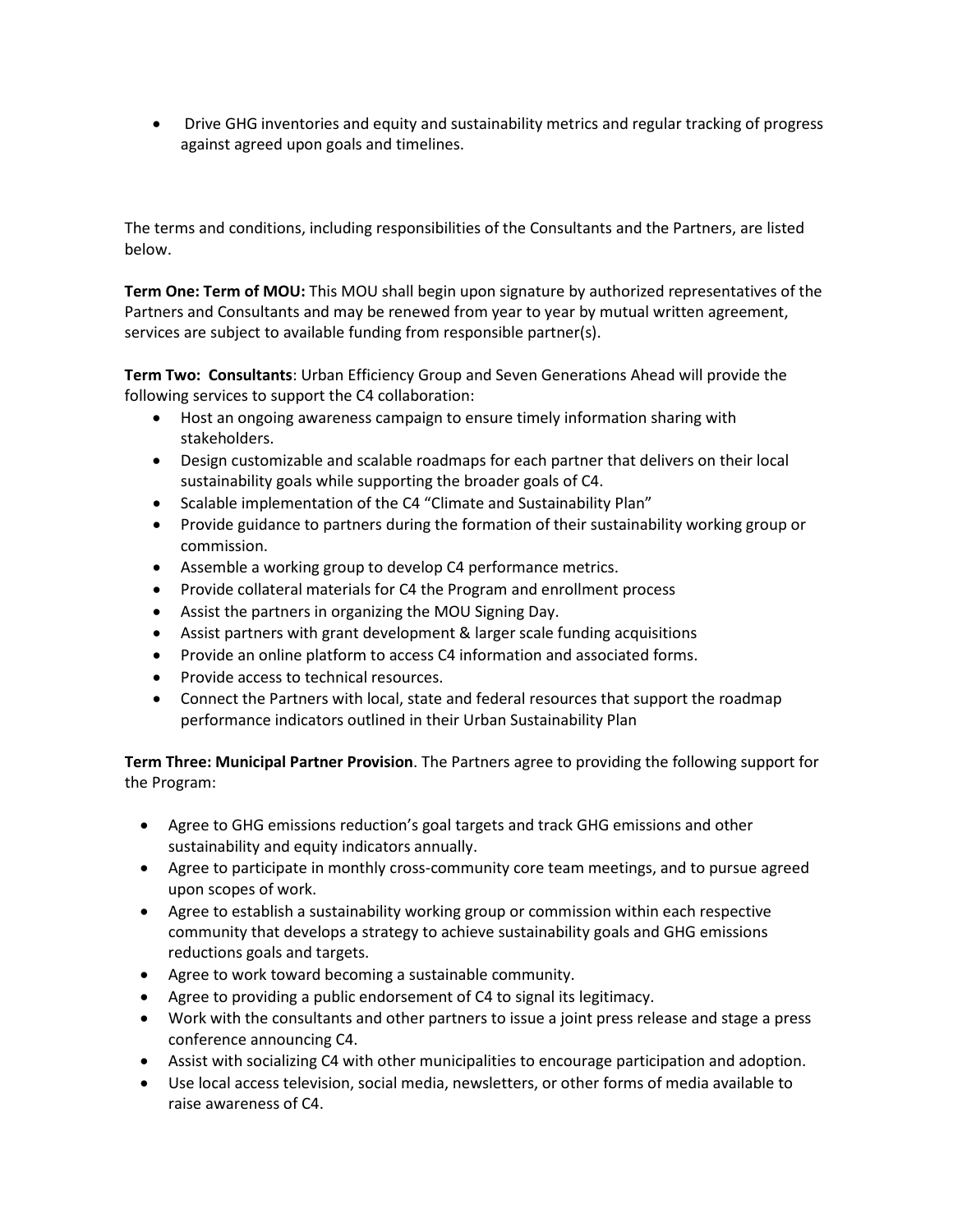- Drive GHG inventories and equity and sustainability metrics and regular tracking of progress against agreed upon goals and timelines.

The terms and conditions, including responsibilities of the Consultants and the Partners, are listed below.

**Term One: Term of MOU:** This MOU shall begin upon signature by authorized representatives of the Partners and Consultants and may be renewed from year to year by mutual written agreement, services are subject to available funding from responsible partner(s).

**Term Two: Consultants**: Urban Efficiency Group and Seven Generations Ahead will provide the following services to support the C4 collaboration:

- Host an ongoing awareness campaign to ensure timely information sharing with stakeholders.
- Design customizable and scalable roadmaps for each partner that delivers on their local sustainability goals while supporting the broader goals of C4.
- Scalable implementation of the C4 "Climate and Sustainability Plan"
- Provide guidance to partners during the formation of their sustainability working group or commission.
- Assemble a working group to develop C4 performance metrics.
- Provide collateral materials for C4 the Program and enrollment process
- Assist the partners in organizing the MOU Signing Day.
- Assist partners with grant development & larger scale funding acquisitions
- Provide an online platform to access C4 information and associated forms.
- Provide access to technical resources.
- Connect the Partners with local, state and federal resources that support the roadmap performance indicators outlined in their Urban Sustainability Plan

**Term Three: Municipal Partner Provision**. The Partners agree to providing the following support for the Program:

- Agree to GHG emissions reduction's goal targets and track GHG emissions and other sustainability and equity indicators annually.
- Agree to participate in monthly cross-community core team meetings, and to pursue agreed upon scopes of work.
- Agree to establish a sustainability working group or commission within each respective community that develops a strategy to achieve sustainability goals and GHG emissions reductions goals and targets.
- Agree to work toward becoming a sustainable community.
- Agree to providing a public endorsement of C4 to signal its legitimacy.
- Work with the consultants and other partners to issue a joint press release and stage a press conference announcing C4.
- Assist with socializing C4 with other municipalities to encourage participation and adoption.
- Use local access television, social media, newsletters, or other forms of media available to raise awareness of C4.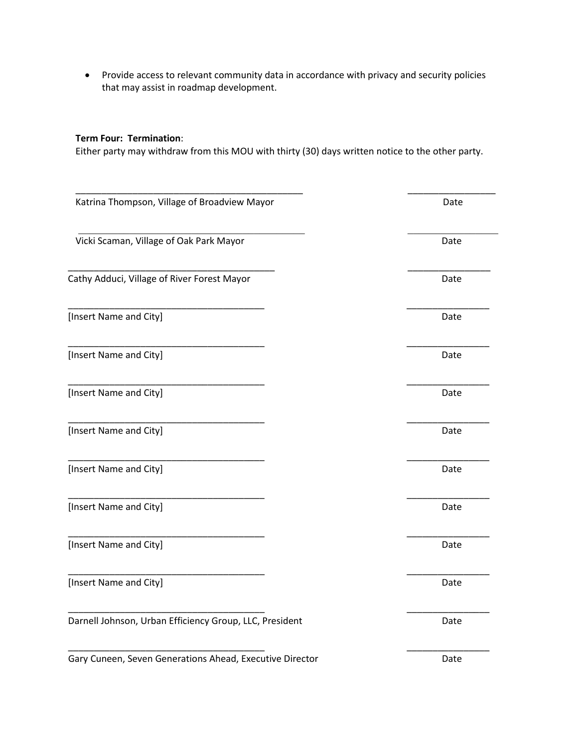- Provide access to relevant community data in accordance with privacy and security policies that may assist in roadmap development.

**Term Four: Termination**:
Either party may withdraw from this MOU with thirty (30) days written notice to the other party.

| | |
|---|---|
| ______________________________________________ | _________________ |
| Katrina Thompson, Village of Broadview Mayor | Date |
| ______________________________________________ | _________________ |
| Vicki Scaman, Village of Oak Park Mayor | Date |
| ______________________________________________ | _________________ |
| Cathy Adduci, Village of River Forest Mayor | Date |
| ______________________________________________ | _________________ |
| [Insert Name and City] | Date |
| ______________________________________________ | _________________ |
| [Insert Name and City] | Date |
| ______________________________________________ | _________________ |
| [Insert Name and City] | Date |
| ______________________________________________ | _________________ |
| [Insert Name and City] | Date |
| ______________________________________________ | _________________ |
| [Insert Name and City] | Date |
| ______________________________________________ | _________________ |
| [Insert Name and City] | Date |
| ______________________________________________ | _________________ |
| [Insert Name and City] | Date |
| ______________________________________________ | _________________ |
| [Insert Name and City] | Date |
| ______________________________________________ | _________________ |
| Darnell Johnson, Urban Efficiency Group, LLC, President | Date |
| ______________________________________________ | _________________ |
| Gary Cuneen, Seven Generations Ahead, Executive Director | Date |